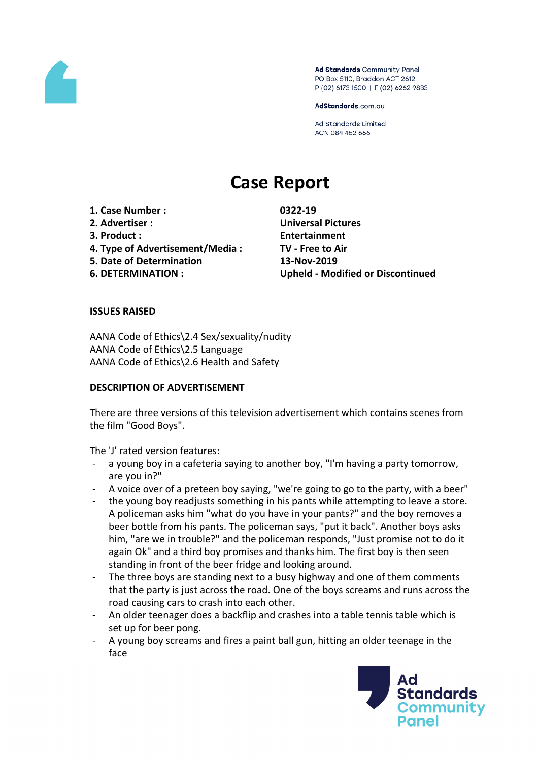Ad Standards Community Panel
PO Box 5110, Braddon ACT 2612
P (02) 6173 1500 | F (02) 6262 9833

AdStandards.com.au

Ad Standards Limited
ACN 084 452 666

# Case Report

| | |
|---|---|
| **1. Case Number :** | **0322-19** |
| **2. Advertiser :** | **Universal Pictures** |
| **3. Product :** | **Entertainment** |
| **4. Type of Advertisement/Media :** | **TV - Free to Air** |
| **5. Date of Determination** | **13-Nov-2019** |
| **6. DETERMINATION :** | **Upheld - Modified or Discontinued** |

**ISSUES RAISED**

AANA Code of Ethics\2.4 Sex/sexuality/nudity
AANA Code of Ethics\2.5 Language
AANA Code of Ethics\2.6 Health and Safety

**DESCRIPTION OF ADVERTISEMENT**

There are three versions of this television advertisement which contains scenes from the film "Good Boys".

The 'J' rated version features:

- a young boy in a cafeteria saying to another boy, "I'm having a party tomorrow, are you in?"
- A voice over of a preteen boy saying, "we're going to go to the party, with a beer"
- the young boy readjusts something in his pants while attempting to leave a store. A policeman asks him "what do you have in your pants?" and the boy removes a beer bottle from his pants. The policeman says, "put it back". Another boys asks him, "are we in trouble?" and the policeman responds, "Just promise not to do it again Ok" and a third boy promises and thanks him. The first boy is then seen standing in front of the beer fridge and looking around.
- The three boys are standing next to a busy highway and one of them comments that the party is just across the road. One of the boys screams and runs across the road causing cars to crash into each other.
- An older teenager does a backflip and crashes into a table tennis table which is set up for beer pong.
- A young boy screams and fires a paint ball gun, hitting an older teenage in the face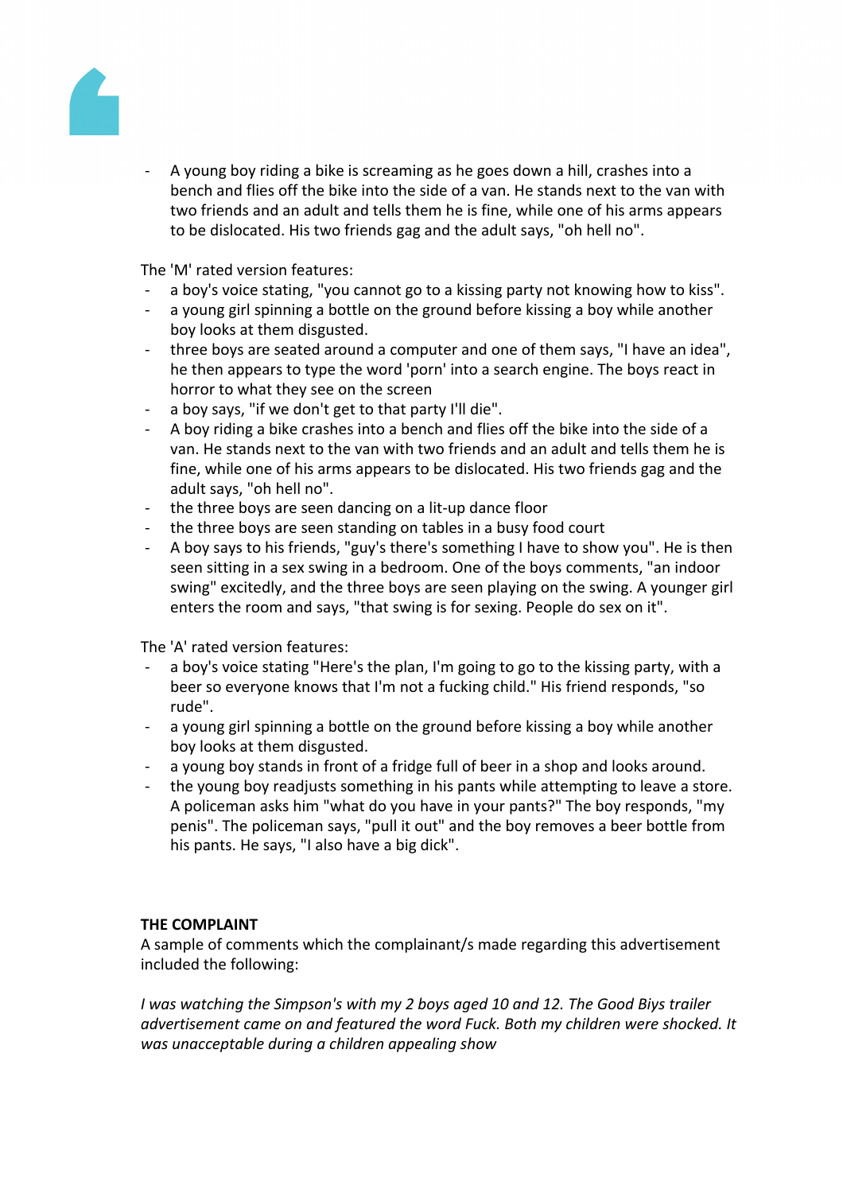- A young boy riding a bike is screaming as he goes down a hill, crashes into a bench and flies off the bike into the side of a van. He stands next to the van with two friends and an adult and tells them he is fine, while one of his arms appears to be dislocated. His two friends gag and the adult says, "oh hell no".

The 'M' rated version features:

- a boy's voice stating, "you cannot go to a kissing party not knowing how to kiss".
- a young girl spinning a bottle on the ground before kissing a boy while another boy looks at them disgusted.
- three boys are seated around a computer and one of them says, "I have an idea", he then appears to type the word 'porn' into a search engine. The boys react in horror to what they see on the screen
- a boy says, "if we don't get to that party I'll die".
- A boy riding a bike crashes into a bench and flies off the bike into the side of a van. He stands next to the van with two friends and an adult and tells them he is fine, while one of his arms appears to be dislocated. His two friends gag and the adult says, "oh hell no".
- the three boys are seen dancing on a lit-up dance floor
- the three boys are seen standing on tables in a busy food court
- A boy says to his friends, "guy's there's something I have to show you". He is then seen sitting in a sex swing in a bedroom. One of the boys comments, "an indoor swing" excitedly, and the three boys are seen playing on the swing. A younger girl enters the room and says, "that swing is for sexing. People do sex on it".

The 'A' rated version features:

- a boy's voice stating "Here's the plan, I'm going to go to the kissing party, with a beer so everyone knows that I'm not a fucking child." His friend responds, "so rude".
- a young girl spinning a bottle on the ground before kissing a boy while another boy looks at them disgusted.
- a young boy stands in front of a fridge full of beer in a shop and looks around.
- the young boy readjusts something in his pants while attempting to leave a store. A policeman asks him "what do you have in your pants?" The boy responds, "my penis". The policeman says, "pull it out" and the boy removes a beer bottle from his pants. He says, "I also have a big dick".

**THE COMPLAINT**

A sample of comments which the complainant/s made regarding this advertisement included the following:

*I was watching the Simpson's with my 2 boys aged 10 and 12. The Good Biys trailer advertisement came on and featured the word Fuck. Both my children were shocked. It was unacceptable during a children appealing show*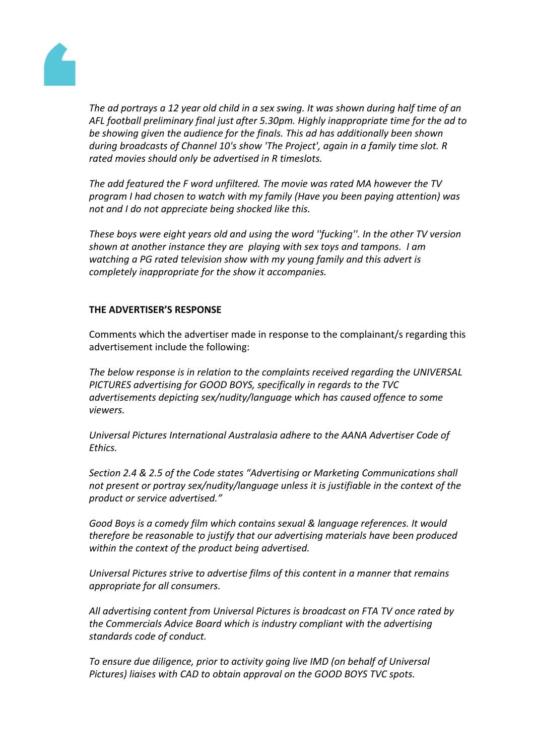*The ad portrays a 12 year old child in a sex swing. It was shown during half time of an AFL football preliminary final just after 5.30pm. Highly inappropriate time for the ad to be showing given the audience for the finals. This ad has additionally been shown during broadcasts of Channel 10's show 'The Project', again in a family time slot. R rated movies should only be advertised in R timeslots.*

*The add featured the F word unfiltered. The movie was rated MA however the TV program I had chosen to watch with my family (Have you been paying attention) was not and I do not appreciate being shocked like this.*

*These boys were eight years old and using the word ''fucking''. In the other TV version shown at another instance they are playing with sex toys and tampons. I am watching a PG rated television show with my young family and this advert is completely inappropriate for the show it accompanies.*

**THE ADVERTISER'S RESPONSE**

Comments which the advertiser made in response to the complainant/s regarding this advertisement include the following:

*The below response is in relation to the complaints received regarding the UNIVERSAL PICTURES advertising for GOOD BOYS, specifically in regards to the TVC advertisements depicting sex/nudity/language which has caused offence to some viewers.*

*Universal Pictures International Australasia adhere to the AANA Advertiser Code of Ethics.*

*Section 2.4 & 2.5 of the Code states "Advertising or Marketing Communications shall not present or portray sex/nudity/language unless it is justifiable in the context of the product or service advertised."*

*Good Boys is a comedy film which contains sexual & language references. It would therefore be reasonable to justify that our advertising materials have been produced within the context of the product being advertised.*

*Universal Pictures strive to advertise films of this content in a manner that remains appropriate for all consumers.*

*All advertising content from Universal Pictures is broadcast on FTA TV once rated by the Commercials Advice Board which is industry compliant with the advertising standards code of conduct.*

*To ensure due diligence, prior to activity going live IMD (on behalf of Universal Pictures) liaises with CAD to obtain approval on the GOOD BOYS TVC spots.*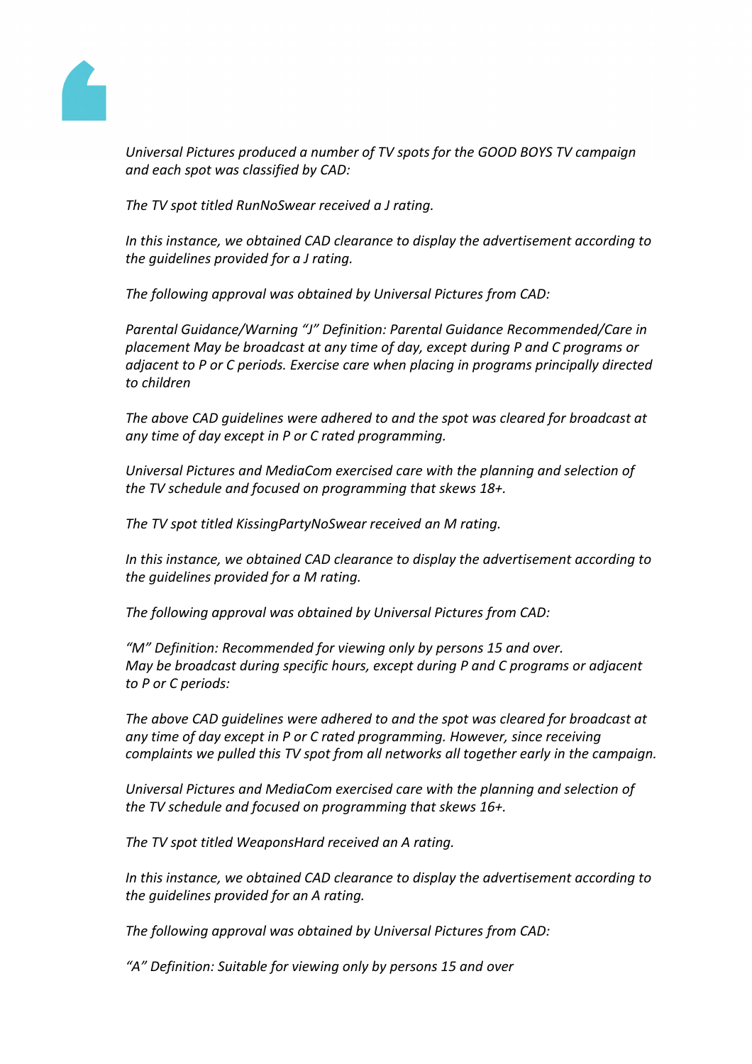*Universal Pictures produced a number of TV spots for the GOOD BOYS TV campaign and each spot was classified by CAD:*

*The TV spot titled RunNoSwear received a J rating.*

*In this instance, we obtained CAD clearance to display the advertisement according to the guidelines provided for a J rating.*

*The following approval was obtained by Universal Pictures from CAD:*

*Parental Guidance/Warning "J" Definition: Parental Guidance Recommended/Care in placement May be broadcast at any time of day, except during P and C programs or adjacent to P or C periods. Exercise care when placing in programs principally directed to children*

*The above CAD guidelines were adhered to and the spot was cleared for broadcast at any time of day except in P or C rated programming.*

*Universal Pictures and MediaCom exercised care with the planning and selection of the TV schedule and focused on programming that skews 18+.*

*The TV spot titled KissingPartyNoSwear received an M rating.*

*In this instance, we obtained CAD clearance to display the advertisement according to the guidelines provided for a M rating.*

*The following approval was obtained by Universal Pictures from CAD:*

*"M" Definition: Recommended for viewing only by persons 15 and over.*
*May be broadcast during specific hours, except during P and C programs or adjacent to P or C periods:*

*The above CAD guidelines were adhered to and the spot was cleared for broadcast at any time of day except in P or C rated programming. However, since receiving complaints we pulled this TV spot from all networks all together early in the campaign.*

*Universal Pictures and MediaCom exercised care with the planning and selection of the TV schedule and focused on programming that skews 16+.*

*The TV spot titled WeaponsHard received an A rating.*

*In this instance, we obtained CAD clearance to display the advertisement according to the guidelines provided for an A rating.*

*The following approval was obtained by Universal Pictures from CAD:*

*"A" Definition: Suitable for viewing only by persons 15 and over*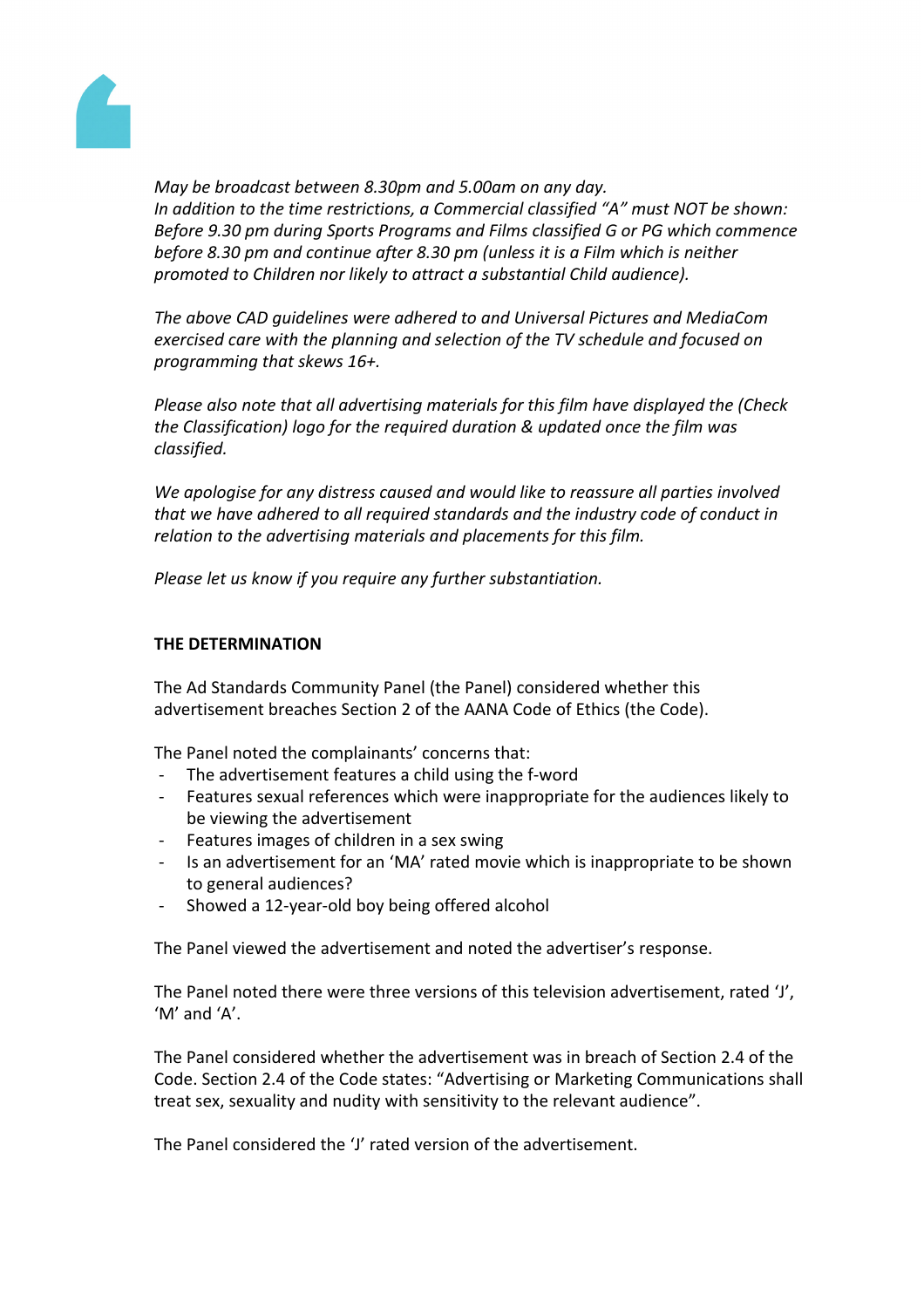*May be broadcast between 8.30pm and 5.00am on any day.*
*In addition to the time restrictions, a Commercial classified "A" must NOT be shown: Before 9.30 pm during Sports Programs and Films classified G or PG which commence before 8.30 pm and continue after 8.30 pm (unless it is a Film which is neither promoted to Children nor likely to attract a substantial Child audience).*

*The above CAD guidelines were adhered to and Universal Pictures and MediaCom exercised care with the planning and selection of the TV schedule and focused on programming that skews 16+.*

*Please also note that all advertising materials for this film have displayed the (Check the Classification) logo for the required duration & updated once the film was classified.*

*We apologise for any distress caused and would like to reassure all parties involved that we have adhered to all required standards and the industry code of conduct in relation to the advertising materials and placements for this film.*

*Please let us know if you require any further substantiation.*

**THE DETERMINATION**

The Ad Standards Community Panel (the Panel) considered whether this advertisement breaches Section 2 of the AANA Code of Ethics (the Code).

The Panel noted the complainants' concerns that:

- The advertisement features a child using the f-word
- Features sexual references which were inappropriate for the audiences likely to be viewing the advertisement
- Features images of children in a sex swing
- Is an advertisement for an 'MA' rated movie which is inappropriate to be shown to general audiences?
- Showed a 12-year-old boy being offered alcohol

The Panel viewed the advertisement and noted the advertiser's response.

The Panel noted there were three versions of this television advertisement, rated 'J', 'M' and 'A'.

The Panel considered whether the advertisement was in breach of Section 2.4 of the Code. Section 2.4 of the Code states: "Advertising or Marketing Communications shall treat sex, sexuality and nudity with sensitivity to the relevant audience".

The Panel considered the 'J' rated version of the advertisement.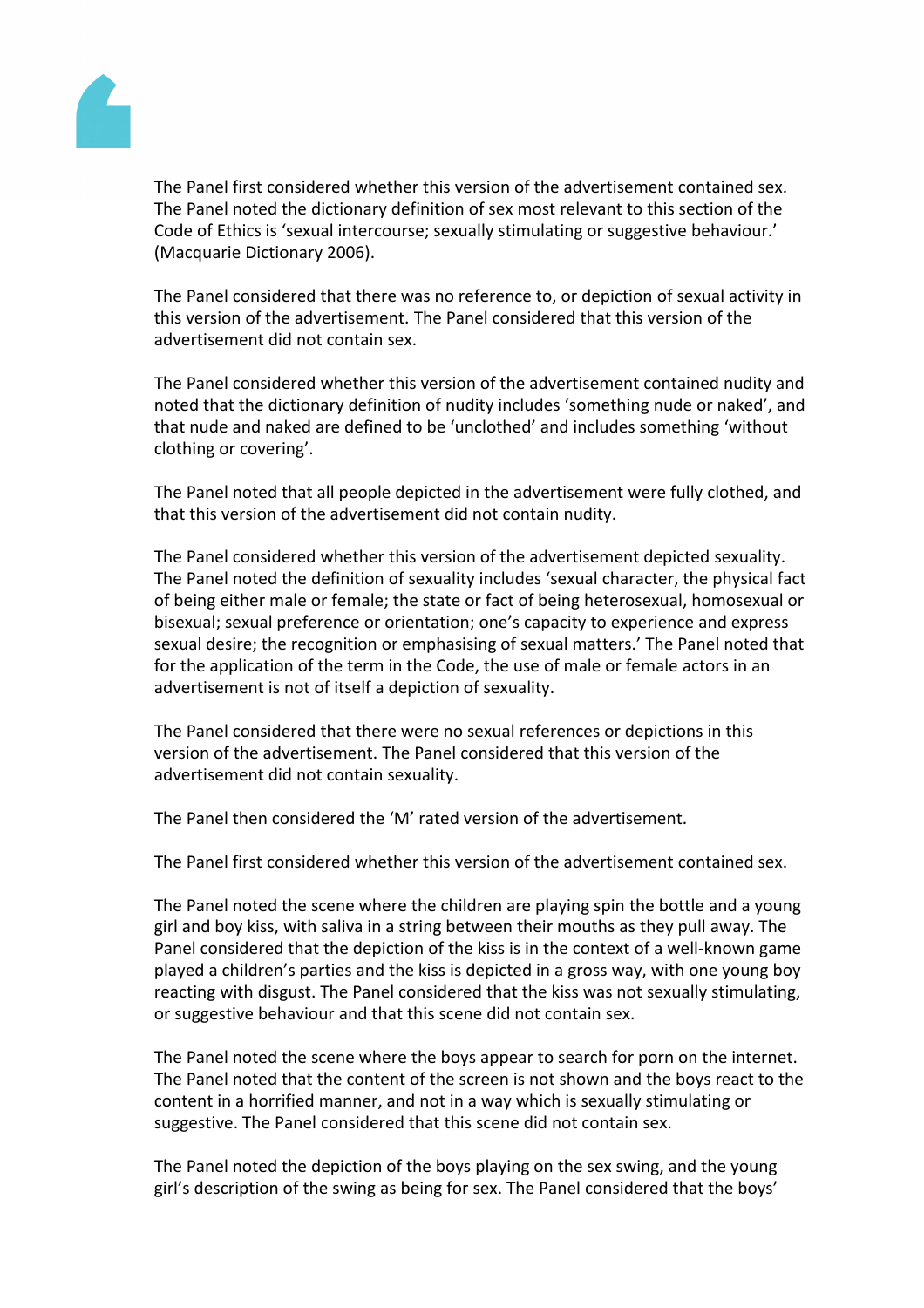The Panel first considered whether this version of the advertisement contained sex. The Panel noted the dictionary definition of sex most relevant to this section of the Code of Ethics is 'sexual intercourse; sexually stimulating or suggestive behaviour.' (Macquarie Dictionary 2006).

The Panel considered that there was no reference to, or depiction of sexual activity in this version of the advertisement. The Panel considered that this version of the advertisement did not contain sex.

The Panel considered whether this version of the advertisement contained nudity and noted that the dictionary definition of nudity includes 'something nude or naked', and that nude and naked are defined to be 'unclothed' and includes something 'without clothing or covering'.

The Panel noted that all people depicted in the advertisement were fully clothed, and that this version of the advertisement did not contain nudity.

The Panel considered whether this version of the advertisement depicted sexuality. The Panel noted the definition of sexuality includes 'sexual character, the physical fact of being either male or female; the state or fact of being heterosexual, homosexual or bisexual; sexual preference or orientation; one's capacity to experience and express sexual desire; the recognition or emphasising of sexual matters.' The Panel noted that for the application of the term in the Code, the use of male or female actors in an advertisement is not of itself a depiction of sexuality.

The Panel considered that there were no sexual references or depictions in this version of the advertisement. The Panel considered that this version of the advertisement did not contain sexuality.

The Panel then considered the 'M' rated version of the advertisement.

The Panel first considered whether this version of the advertisement contained sex.

The Panel noted the scene where the children are playing spin the bottle and a young girl and boy kiss, with saliva in a string between their mouths as they pull away. The Panel considered that the depiction of the kiss is in the context of a well-known game played a children's parties and the kiss is depicted in a gross way, with one young boy reacting with disgust. The Panel considered that the kiss was not sexually stimulating, or suggestive behaviour and that this scene did not contain sex.

The Panel noted the scene where the boys appear to search for porn on the internet. The Panel noted that the content of the screen is not shown and the boys react to the content in a horrified manner, and not in a way which is sexually stimulating or suggestive. The Panel considered that this scene did not contain sex.

The Panel noted the depiction of the boys playing on the sex swing, and the young girl's description of the swing as being for sex. The Panel considered that the boys'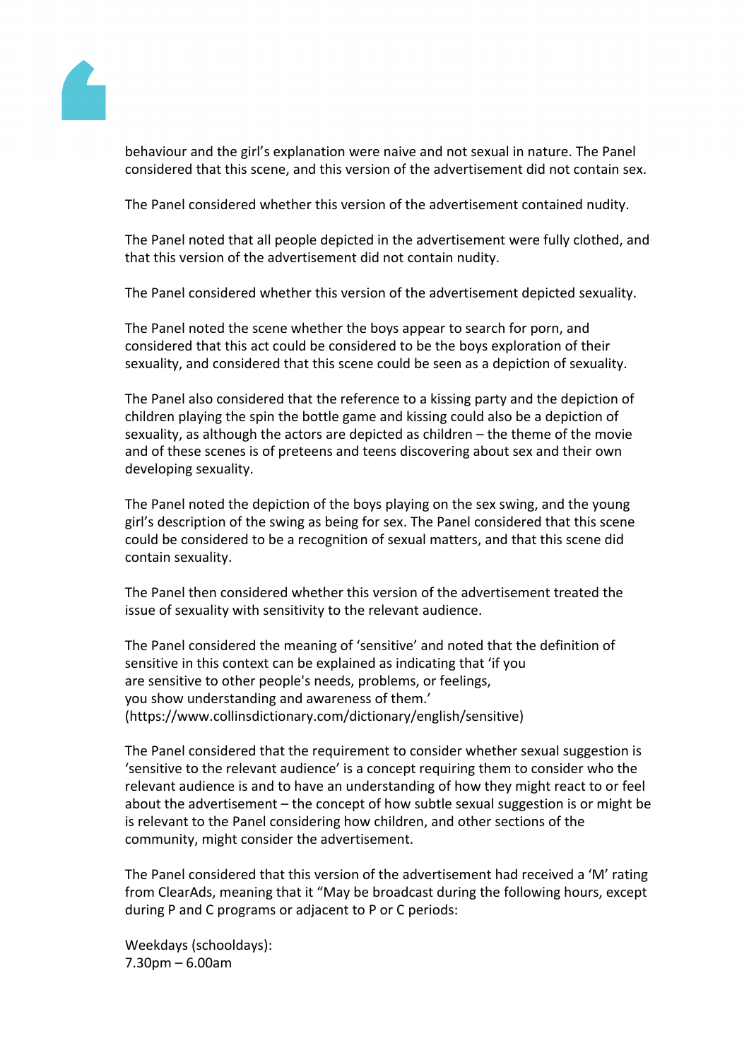behaviour and the girl's explanation were naive and not sexual in nature. The Panel considered that this scene, and this version of the advertisement did not contain sex.

The Panel considered whether this version of the advertisement contained nudity.

The Panel noted that all people depicted in the advertisement were fully clothed, and that this version of the advertisement did not contain nudity.

The Panel considered whether this version of the advertisement depicted sexuality.

The Panel noted the scene whether the boys appear to search for porn, and considered that this act could be considered to be the boys exploration of their sexuality, and considered that this scene could be seen as a depiction of sexuality.

The Panel also considered that the reference to a kissing party and the depiction of children playing the spin the bottle game and kissing could also be a depiction of sexuality, as although the actors are depicted as children – the theme of the movie and of these scenes is of preteens and teens discovering about sex and their own developing sexuality.

The Panel noted the depiction of the boys playing on the sex swing, and the young girl's description of the swing as being for sex. The Panel considered that this scene could be considered to be a recognition of sexual matters, and that this scene did contain sexuality.

The Panel then considered whether this version of the advertisement treated the issue of sexuality with sensitivity to the relevant audience.

The Panel considered the meaning of 'sensitive' and noted that the definition of sensitive in this context can be explained as indicating that 'if you are sensitive to other people's needs, problems, or feelings, you show understanding and awareness of them.' (https://www.collinsdictionary.com/dictionary/english/sensitive)

The Panel considered that the requirement to consider whether sexual suggestion is 'sensitive to the relevant audience' is a concept requiring them to consider who the relevant audience is and to have an understanding of how they might react to or feel about the advertisement – the concept of how subtle sexual suggestion is or might be is relevant to the Panel considering how children, and other sections of the community, might consider the advertisement.

The Panel considered that this version of the advertisement had received a 'M' rating from ClearAds, meaning that it "May be broadcast during the following hours, except during P and C programs or adjacent to P or C periods:

Weekdays (schooldays):
7.30pm – 6.00am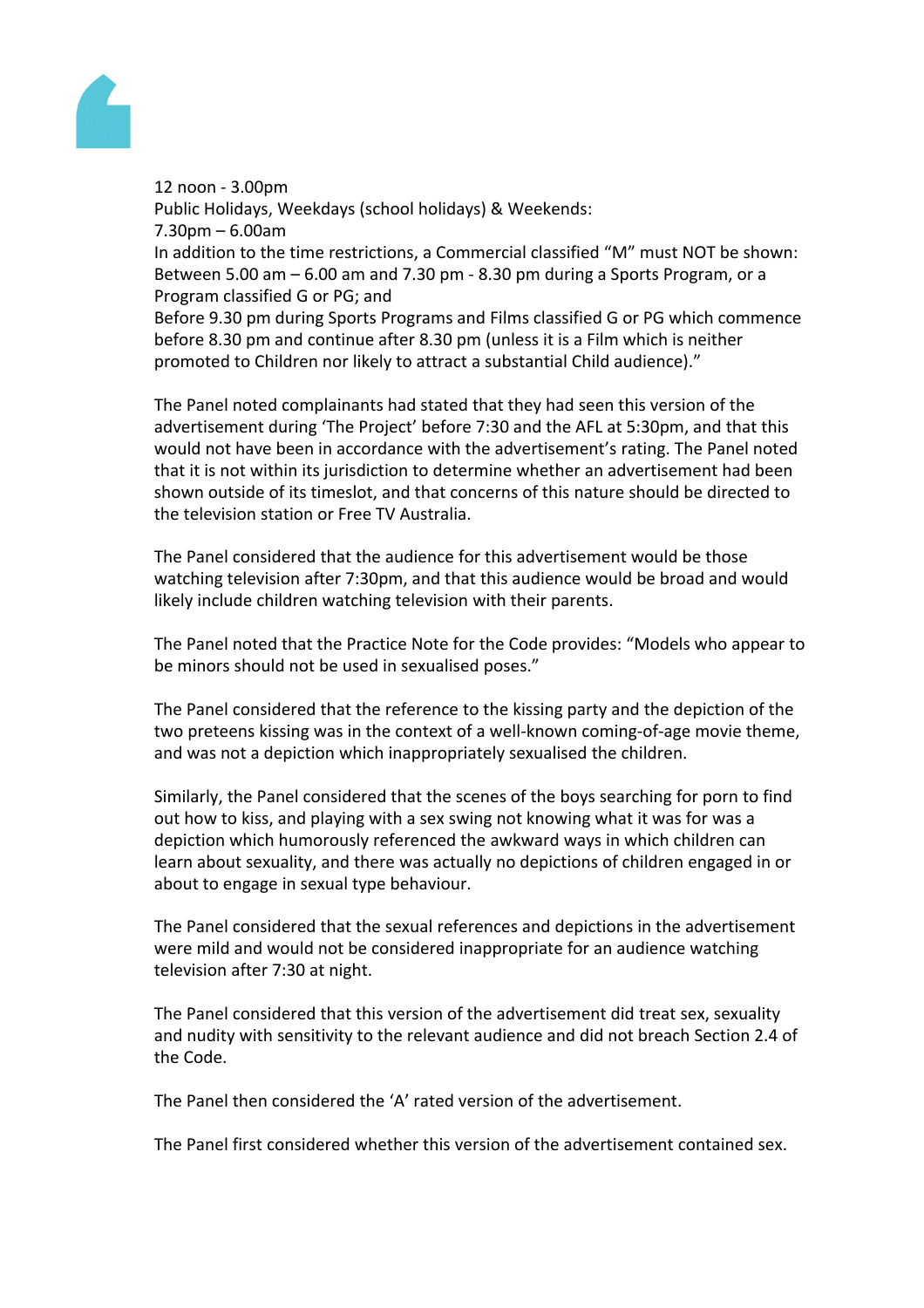12 noon - 3.00pm
Public Holidays, Weekdays (school holidays) & Weekends:
7.30pm – 6.00am
In addition to the time restrictions, a Commercial classified "M" must NOT be shown:
Between 5.00 am – 6.00 am and 7.30 pm - 8.30 pm during a Sports Program, or a Program classified G or PG; and
Before 9.30 pm during Sports Programs and Films classified G or PG which commence before 8.30 pm and continue after 8.30 pm (unless it is a Film which is neither promoted to Children nor likely to attract a substantial Child audience)."

The Panel noted complainants had stated that they had seen this version of the advertisement during 'The Project' before 7:30 and the AFL at 5:30pm, and that this would not have been in accordance with the advertisement's rating. The Panel noted that it is not within its jurisdiction to determine whether an advertisement had been shown outside of its timeslot, and that concerns of this nature should be directed to the television station or Free TV Australia.

The Panel considered that the audience for this advertisement would be those watching television after 7:30pm, and that this audience would be broad and would likely include children watching television with their parents.

The Panel noted that the Practice Note for the Code provides: "Models who appear to be minors should not be used in sexualised poses."

The Panel considered that the reference to the kissing party and the depiction of the two preteens kissing was in the context of a well-known coming-of-age movie theme, and was not a depiction which inappropriately sexualised the children.

Similarly, the Panel considered that the scenes of the boys searching for porn to find out how to kiss, and playing with a sex swing not knowing what it was for was a depiction which humorously referenced the awkward ways in which children can learn about sexuality, and there was actually no depictions of children engaged in or about to engage in sexual type behaviour.

The Panel considered that the sexual references and depictions in the advertisement were mild and would not be considered inappropriate for an audience watching television after 7:30 at night.

The Panel considered that this version of the advertisement did treat sex, sexuality and nudity with sensitivity to the relevant audience and did not breach Section 2.4 of the Code.

The Panel then considered the 'A' rated version of the advertisement.

The Panel first considered whether this version of the advertisement contained sex.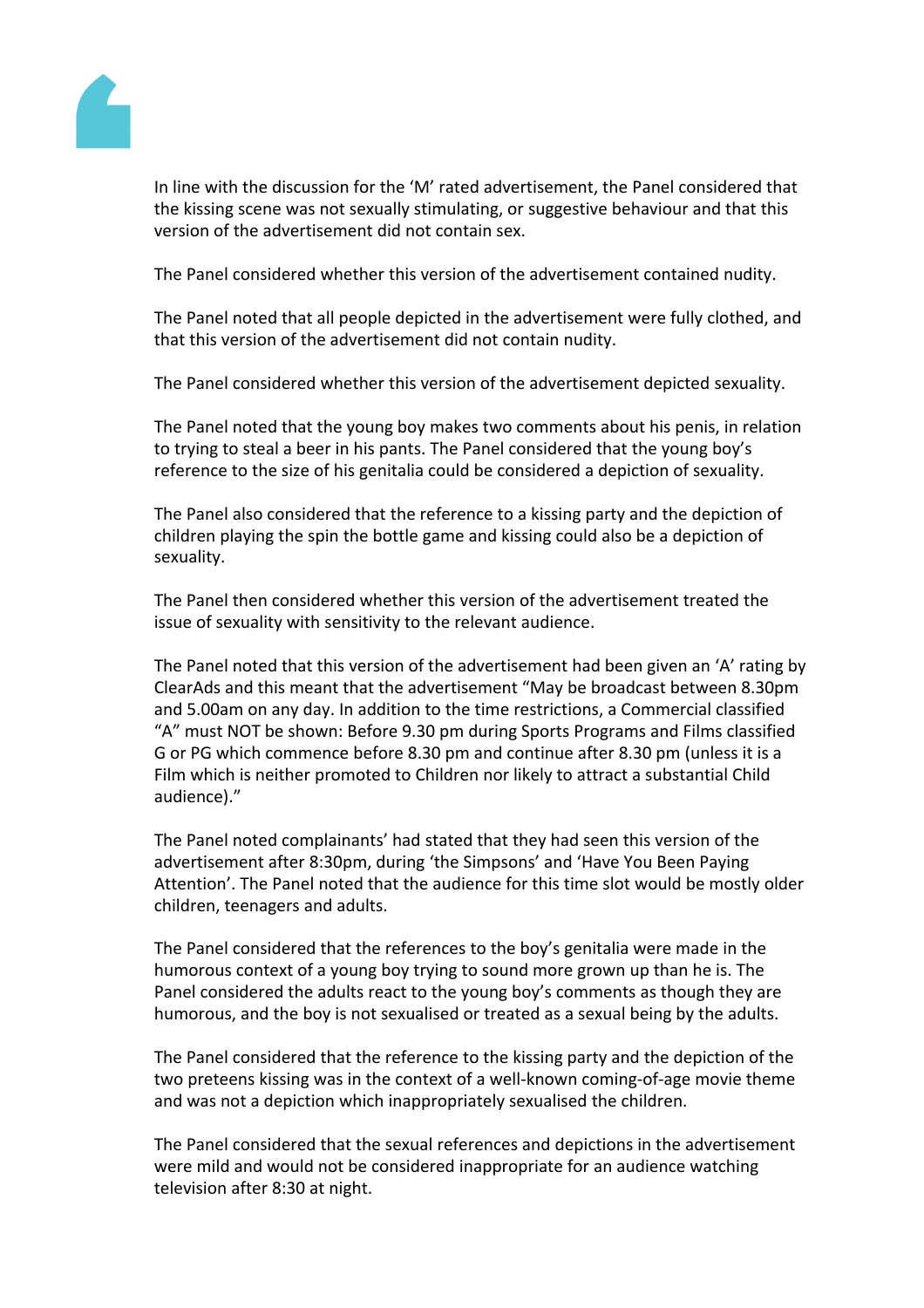In line with the discussion for the 'M' rated advertisement, the Panel considered that the kissing scene was not sexually stimulating, or suggestive behaviour and that this version of the advertisement did not contain sex.

The Panel considered whether this version of the advertisement contained nudity.

The Panel noted that all people depicted in the advertisement were fully clothed, and that this version of the advertisement did not contain nudity.

The Panel considered whether this version of the advertisement depicted sexuality.

The Panel noted that the young boy makes two comments about his penis, in relation to trying to steal a beer in his pants. The Panel considered that the young boy's reference to the size of his genitalia could be considered a depiction of sexuality.

The Panel also considered that the reference to a kissing party and the depiction of children playing the spin the bottle game and kissing could also be a depiction of sexuality.

The Panel then considered whether this version of the advertisement treated the issue of sexuality with sensitivity to the relevant audience.

The Panel noted that this version of the advertisement had been given an 'A' rating by ClearAds and this meant that the advertisement "May be broadcast between 8.30pm and 5.00am on any day. In addition to the time restrictions, a Commercial classified "A" must NOT be shown: Before 9.30 pm during Sports Programs and Films classified G or PG which commence before 8.30 pm and continue after 8.30 pm (unless it is a Film which is neither promoted to Children nor likely to attract a substantial Child audience)."

The Panel noted complainants' had stated that they had seen this version of the advertisement after 8:30pm, during 'the Simpsons' and 'Have You Been Paying Attention'. The Panel noted that the audience for this time slot would be mostly older children, teenagers and adults.

The Panel considered that the references to the boy's genitalia were made in the humorous context of a young boy trying to sound more grown up than he is. The Panel considered the adults react to the young boy's comments as though they are humorous, and the boy is not sexualised or treated as a sexual being by the adults.

The Panel considered that the reference to the kissing party and the depiction of the two preteens kissing was in the context of a well-known coming-of-age movie theme and was not a depiction which inappropriately sexualised the children.

The Panel considered that the sexual references and depictions in the advertisement were mild and would not be considered inappropriate for an audience watching television after 8:30 at night.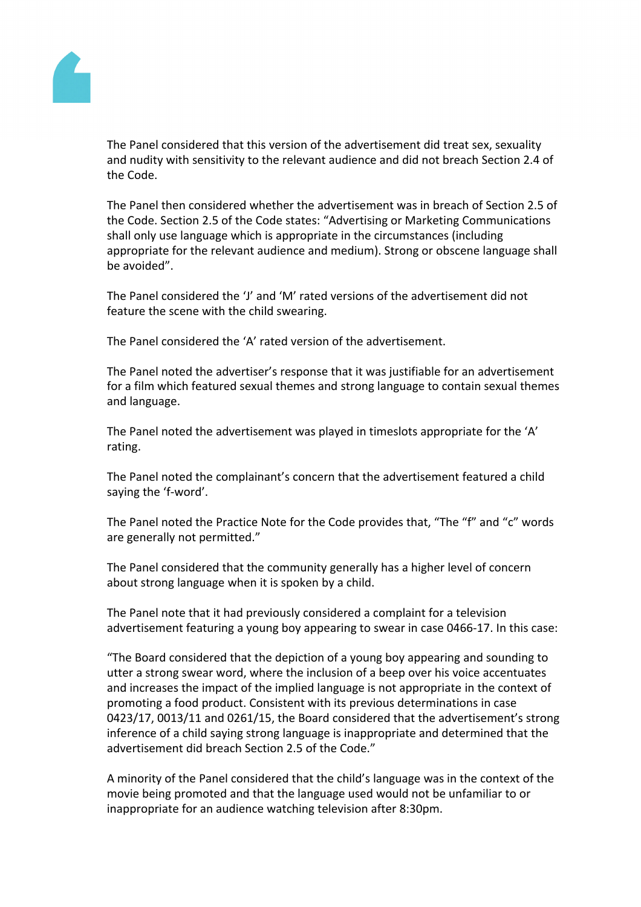The Panel considered that this version of the advertisement did treat sex, sexuality and nudity with sensitivity to the relevant audience and did not breach Section 2.4 of the Code.

The Panel then considered whether the advertisement was in breach of Section 2.5 of the Code. Section 2.5 of the Code states: "Advertising or Marketing Communications shall only use language which is appropriate in the circumstances (including appropriate for the relevant audience and medium). Strong or obscene language shall be avoided".

The Panel considered the 'J' and 'M' rated versions of the advertisement did not feature the scene with the child swearing.

The Panel considered the 'A' rated version of the advertisement.

The Panel noted the advertiser's response that it was justifiable for an advertisement for a film which featured sexual themes and strong language to contain sexual themes and language.

The Panel noted the advertisement was played in timeslots appropriate for the 'A' rating.

The Panel noted the complainant's concern that the advertisement featured a child saying the 'f-word'.

The Panel noted the Practice Note for the Code provides that, "The "f" and "c" words are generally not permitted."

The Panel considered that the community generally has a higher level of concern about strong language when it is spoken by a child.

The Panel note that it had previously considered a complaint for a television advertisement featuring a young boy appearing to swear in case 0466-17. In this case:

"The Board considered that the depiction of a young boy appearing and sounding to utter a strong swear word, where the inclusion of a beep over his voice accentuates and increases the impact of the implied language is not appropriate in the context of promoting a food product. Consistent with its previous determinations in case 0423/17, 0013/11 and 0261/15, the Board considered that the advertisement's strong inference of a child saying strong language is inappropriate and determined that the advertisement did breach Section 2.5 of the Code."

A minority of the Panel considered that the child's language was in the context of the movie being promoted and that the language used would not be unfamiliar to or inappropriate for an audience watching television after 8:30pm.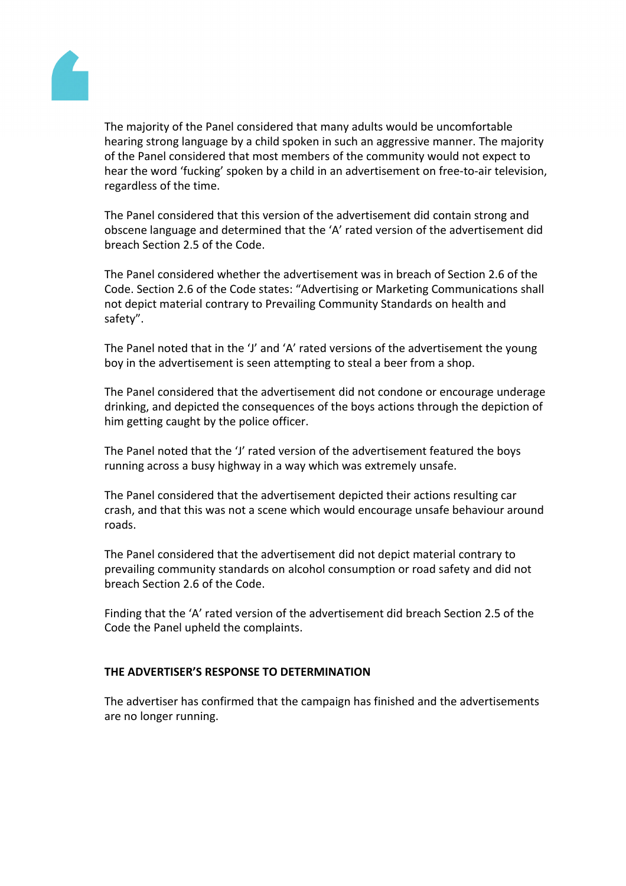The majority of the Panel considered that many adults would be uncomfortable hearing strong language by a child spoken in such an aggressive manner. The majority of the Panel considered that most members of the community would not expect to hear the word 'fucking' spoken by a child in an advertisement on free-to-air television, regardless of the time.

The Panel considered that this version of the advertisement did contain strong and obscene language and determined that the 'A' rated version of the advertisement did breach Section 2.5 of the Code.

The Panel considered whether the advertisement was in breach of Section 2.6 of the Code. Section 2.6 of the Code states: "Advertising or Marketing Communications shall not depict material contrary to Prevailing Community Standards on health and safety".

The Panel noted that in the 'J' and 'A' rated versions of the advertisement the young boy in the advertisement is seen attempting to steal a beer from a shop.

The Panel considered that the advertisement did not condone or encourage underage drinking, and depicted the consequences of the boys actions through the depiction of him getting caught by the police officer.

The Panel noted that the 'J' rated version of the advertisement featured the boys running across a busy highway in a way which was extremely unsafe.

The Panel considered that the advertisement depicted their actions resulting car crash, and that this was not a scene which would encourage unsafe behaviour around roads.

The Panel considered that the advertisement did not depict material contrary to prevailing community standards on alcohol consumption or road safety and did not breach Section 2.6 of the Code.

Finding that the 'A' rated version of the advertisement did breach Section 2.5 of the Code the Panel upheld the complaints.

**THE ADVERTISER'S RESPONSE TO DETERMINATION**

The advertiser has confirmed that the campaign has finished and the advertisements are no longer running.